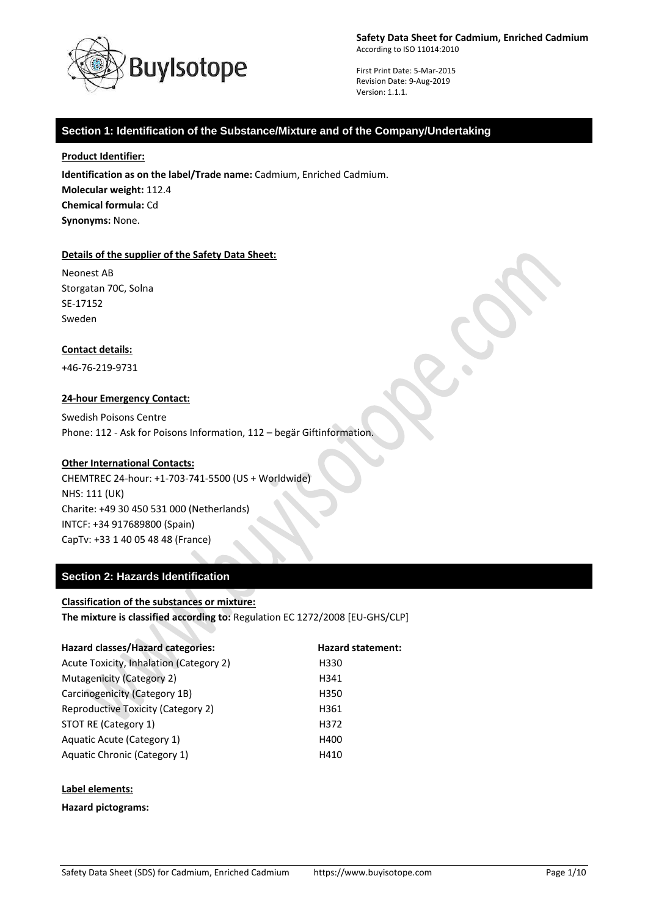**Safety Data Sheet for Cadmium, Enriched Cadmium**
According to ISO 11014:2010

First Print Date: 5-Mar-2015
Revision Date: 9-Aug-2019
Version: 1.1.1.

## Section 1: Identification of the Substance/Mixture and of the Company/Undertaking

**Product Identifier:**

**Identification as on the label/Trade name:** Cadmium, Enriched Cadmium.
**Molecular weight:** 112.4
**Chemical formula:** Cd
**Synonyms:** None.

**Details of the supplier of the Safety Data Sheet:**

Neonest AB
Storgatan 70C, Solna
SE-17152
Sweden

**Contact details:**

+46-76-219-9731

**24-hour Emergency Contact:**

Swedish Poisons Centre
Phone: 112 - Ask for Poisons Information, 112 – begär Giftinformation.

**Other International Contacts:**

CHEMTREC 24-hour: +1-703-741-5500 (US + Worldwide)
NHS: 111 (UK)
Charite: +49 30 450 531 000 (Netherlands)
INTCF: +34 917689800 (Spain)
CapTv: +33 1 40 05 48 48 (France)

## Section 2: Hazards Identification

**Classification of the substances or mixture:**
**The mixture is classified according to:** Regulation EC 1272/2008 [EU-GHS/CLP]

| Hazard classes/Hazard categories: | Hazard statement: |
|---|---|
| Acute Toxicity, Inhalation (Category 2) | H330 |
| Mutagenicity (Category 2) | H341 |
| Carcinogenicity (Category 1B) | H350 |
| Reproductive Toxicity (Category 2) | H361 |
| STOT RE (Category 1) | H372 |
| Aquatic Acute (Category 1) | H400 |
| Aquatic Chronic (Category 1) | H410 |

**Label elements:**

**Hazard pictograms:**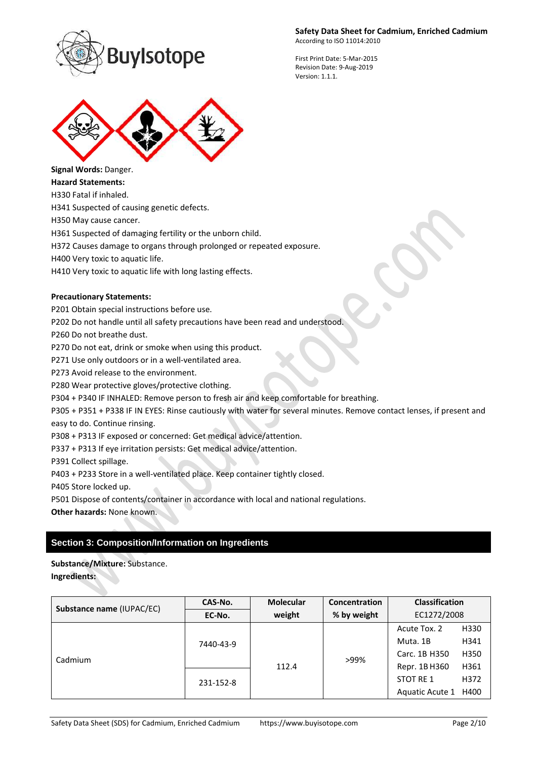**Signal Words:** Danger.

**Hazard Statements:**

H330 Fatal if inhaled.

H341 Suspected of causing genetic defects.

H350 May cause cancer.

H361 Suspected of damaging fertility or the unborn child.

H372 Causes damage to organs through prolonged or repeated exposure.

H400 Very toxic to aquatic life.

H410 Very toxic to aquatic life with long lasting effects.

**Precautionary Statements:**

P201 Obtain special instructions before use.

P202 Do not handle until all safety precautions have been read and understood.

P260 Do not breathe dust.

P270 Do not eat, drink or smoke when using this product.

P271 Use only outdoors or in a well-ventilated area.

P273 Avoid release to the environment.

P280 Wear protective gloves/protective clothing.

P304 + P340 IF INHALED: Remove person to fresh air and keep comfortable for breathing.

P305 + P351 + P338 IF IN EYES: Rinse cautiously with water for several minutes. Remove contact lenses, if present and easy to do. Continue rinsing.

P308 + P313 IF exposed or concerned: Get medical advice/attention.

P337 + P313 If eye irritation persists: Get medical advice/attention.

P391 Collect spillage.

P403 + P233 Store in a well-ventilated place. Keep container tightly closed.

P405 Store locked up.

P501 Dispose of contents/container in accordance with local and national regulations.

**Other hazards:** None known.

## Section 3: Composition/Information on Ingredients

**Substance/Mixture:** Substance.

**Ingredients:**

| Substance name (IUPAC/EC) | CAS-No. / EC-No. | Molecular weight | Concentration % by weight | Classification EC1272/2008 | |
|---|---|---|---|---|---|
| Cadmium | 7440-43-9 | 112.4 | >99% | Acute Tox. 2 | H330 |
| | | | | Muta. 1B | H341 |
| | | | | Carc. 1B H350 | H350 |
| | 231-152-8 | | | Repr. 1B H360 | H361 |
| | | | | STOT RE 1 | H372 |
| | | | | Aquatic Acute 1 | H400 |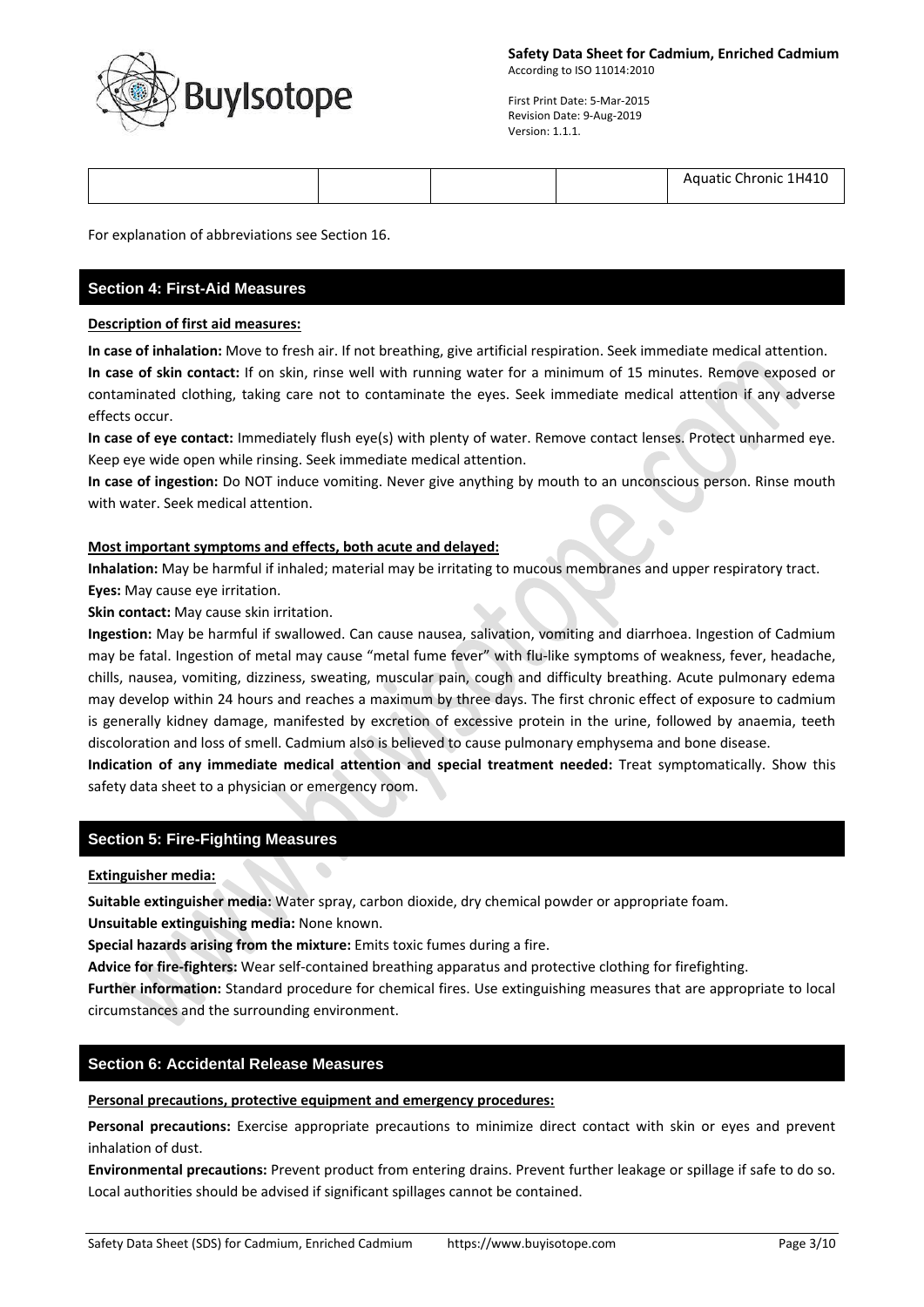| | | | | Aquatic Chronic 1H410 |
|---|---|---|---|---|

For explanation of abbreviations see Section 16.

## Section 4: First-Aid Measures

**Description of first aid measures:**

**In case of inhalation:** Move to fresh air. If not breathing, give artificial respiration. Seek immediate medical attention.

**In case of skin contact:** If on skin, rinse well with running water for a minimum of 15 minutes. Remove exposed or contaminated clothing, taking care not to contaminate the eyes. Seek immediate medical attention if any adverse effects occur.

**In case of eye contact:** Immediately flush eye(s) with plenty of water. Remove contact lenses. Protect unharmed eye. Keep eye wide open while rinsing. Seek immediate medical attention.

**In case of ingestion:** Do NOT induce vomiting. Never give anything by mouth to an unconscious person. Rinse mouth with water. Seek medical attention.

**Most important symptoms and effects, both acute and delayed:**

**Inhalation:** May be harmful if inhaled; material may be irritating to mucous membranes and upper respiratory tract.

**Eyes:** May cause eye irritation.

**Skin contact:** May cause skin irritation.

**Ingestion:** May be harmful if swallowed. Can cause nausea, salivation, vomiting and diarrhoea. Ingestion of Cadmium may be fatal. Ingestion of metal may cause "metal fume fever" with flu-like symptoms of weakness, fever, headache, chills, nausea, vomiting, dizziness, sweating, muscular pain, cough and difficulty breathing. Acute pulmonary edema may develop within 24 hours and reaches a maximum by three days. The first chronic effect of exposure to cadmium is generally kidney damage, manifested by excretion of excessive protein in the urine, followed by anaemia, teeth discoloration and loss of smell. Cadmium also is believed to cause pulmonary emphysema and bone disease.

**Indication of any immediate medical attention and special treatment needed:** Treat symptomatically. Show this safety data sheet to a physician or emergency room.

## Section 5: Fire-Fighting Measures

**Extinguisher media:**

**Suitable extinguisher media:** Water spray, carbon dioxide, dry chemical powder or appropriate foam.

**Unsuitable extinguishing media:** None known.

**Special hazards arising from the mixture:** Emits toxic fumes during a fire.

**Advice for fire-fighters:** Wear self-contained breathing apparatus and protective clothing for firefighting.

**Further information:** Standard procedure for chemical fires. Use extinguishing measures that are appropriate to local circumstances and the surrounding environment.

## Section 6: Accidental Release Measures

**Personal precautions, protective equipment and emergency procedures:**

**Personal precautions:** Exercise appropriate precautions to minimize direct contact with skin or eyes and prevent inhalation of dust.

**Environmental precautions:** Prevent product from entering drains. Prevent further leakage or spillage if safe to do so. Local authorities should be advised if significant spillages cannot be contained.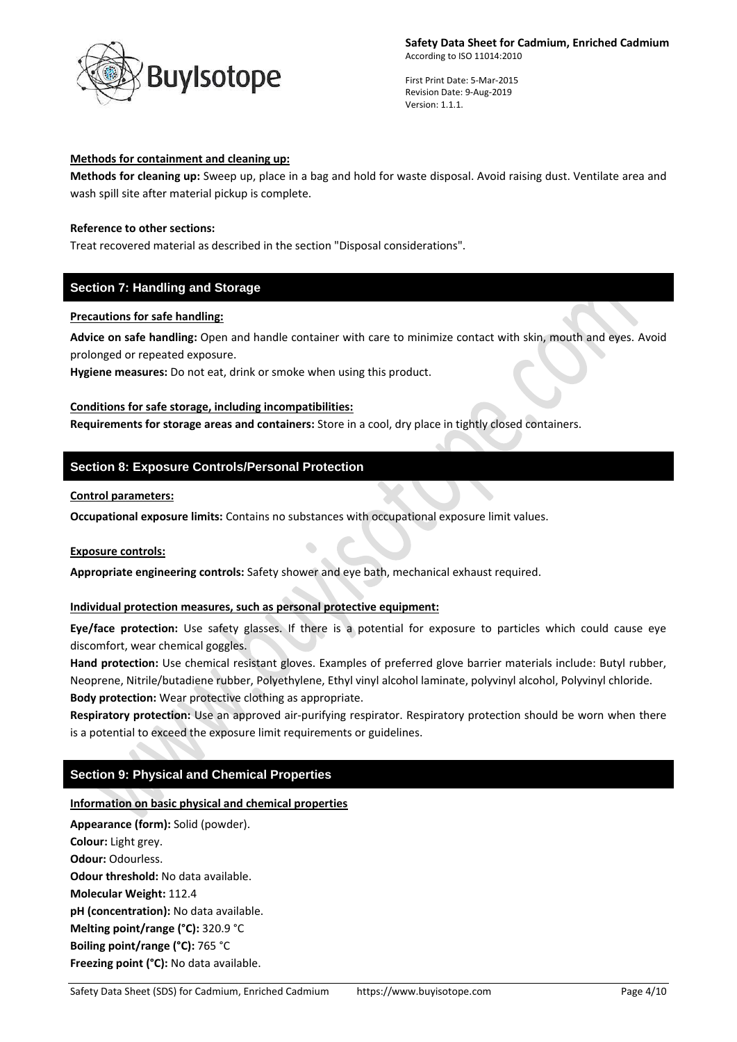**Methods for containment and cleaning up:**

**Methods for cleaning up:** Sweep up, place in a bag and hold for waste disposal. Avoid raising dust. Ventilate area and wash spill site after material pickup is complete.

**Reference to other sections:**

Treat recovered material as described in the section "Disposal considerations".

## Section 7: Handling and Storage

**Precautions for safe handling:**

**Advice on safe handling:** Open and handle container with care to minimize contact with skin, mouth and eyes. Avoid prolonged or repeated exposure.

**Hygiene measures:** Do not eat, drink or smoke when using this product.

**Conditions for safe storage, including incompatibilities:**

**Requirements for storage areas and containers:** Store in a cool, dry place in tightly closed containers.

## Section 8: Exposure Controls/Personal Protection

**Control parameters:**

**Occupational exposure limits:** Contains no substances with occupational exposure limit values.

**Exposure controls:**

**Appropriate engineering controls:** Safety shower and eye bath, mechanical exhaust required.

**Individual protection measures, such as personal protective equipment:**

**Eye/face protection:** Use safety glasses. If there is a potential for exposure to particles which could cause eye discomfort, wear chemical goggles.

**Hand protection:** Use chemical resistant gloves. Examples of preferred glove barrier materials include: Butyl rubber, Neoprene, Nitrile/butadiene rubber, Polyethylene, Ethyl vinyl alcohol laminate, polyvinyl alcohol, Polyvinyl chloride.

**Body protection:** Wear protective clothing as appropriate.

**Respiratory protection:** Use an approved air-purifying respirator. Respiratory protection should be worn when there is a potential to exceed the exposure limit requirements or guidelines.

## Section 9: Physical and Chemical Properties

**Information on basic physical and chemical properties**

**Appearance (form):** Solid (powder).
**Colour:** Light grey.
**Odour:** Odourless.
**Odour threshold:** No data available.
**Molecular Weight:** 112.4
**pH (concentration):** No data available.
**Melting point/range (°C):** 320.9 °C
**Boiling point/range (°C):** 765 °C
**Freezing point (°C):** No data available.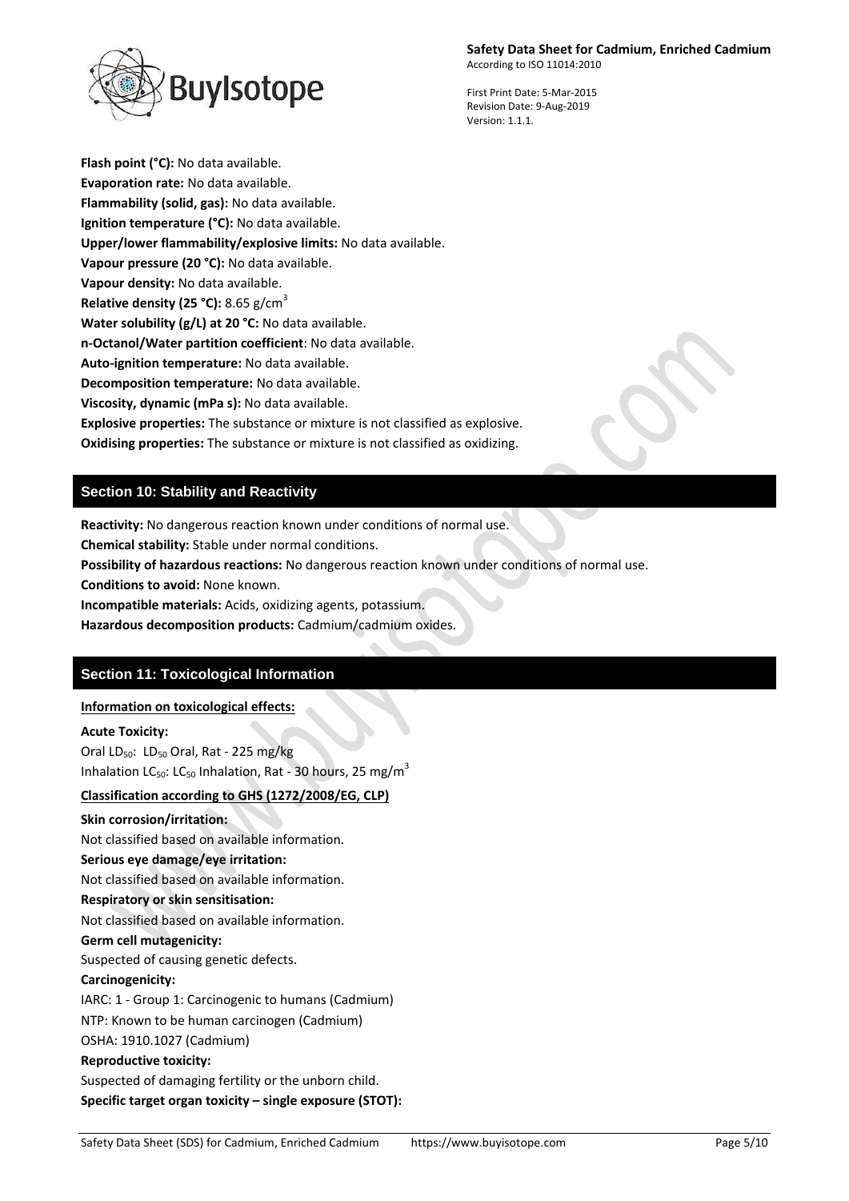**Flash point (°C):** No data available.
**Evaporation rate:** No data available.
**Flammability (solid, gas):** No data available.
**Ignition temperature (°C):** No data available.
**Upper/lower flammability/explosive limits:** No data available.
**Vapour pressure (20 °C):** No data available.
**Vapour density:** No data available.
**Relative density (25 °C):** 8.65 $g/cm^3$
**Water solubility (g/L) at 20 °C:** No data available.
**n-Octanol/Water partition coefficient**: No data available.
**Auto-ignition temperature:** No data available.
**Decomposition temperature:** No data available.
**Viscosity, dynamic (mPa s):** No data available.
**Explosive properties:** The substance or mixture is not classified as explosive.
**Oxidising properties:** The substance or mixture is not classified as oxidizing.

## Section 10: Stability and Reactivity

**Reactivity:** No dangerous reaction known under conditions of normal use.
**Chemical stability:** Stable under normal conditions.
**Possibility of hazardous reactions:** No dangerous reaction known under conditions of normal use.
**Conditions to avoid:** None known.
**Incompatible materials:** Acids, oxidizing agents, potassium.
**Hazardous decomposition products:** Cadmium/cadmium oxides.

## Section 11: Toxicological Information

**Information on toxicological effects:**

**Acute Toxicity:**
Oral $LD_{50}$: $LD_{50}$ Oral, Rat - 225 mg/kg
Inhalation $LC_{50}$: $LC_{50}$ Inhalation, Rat - 30 hours, 25 $mg/m^3$

**Classification according to GHS (1272/2008/EG, CLP)**

**Skin corrosion/irritation:**
Not classified based on available information.
**Serious eye damage/eye irritation:**
Not classified based on available information.
**Respiratory or skin sensitisation:**
Not classified based on available information.
**Germ cell mutagenicity:**
Suspected of causing genetic defects.
**Carcinogenicity:**
IARC: 1 - Group 1: Carcinogenic to humans (Cadmium)
NTP: Known to be human carcinogen (Cadmium)
OSHA: 1910.1027 (Cadmium)
**Reproductive toxicity:**
Suspected of damaging fertility or the unborn child.
**Specific target organ toxicity – single exposure (STOT):**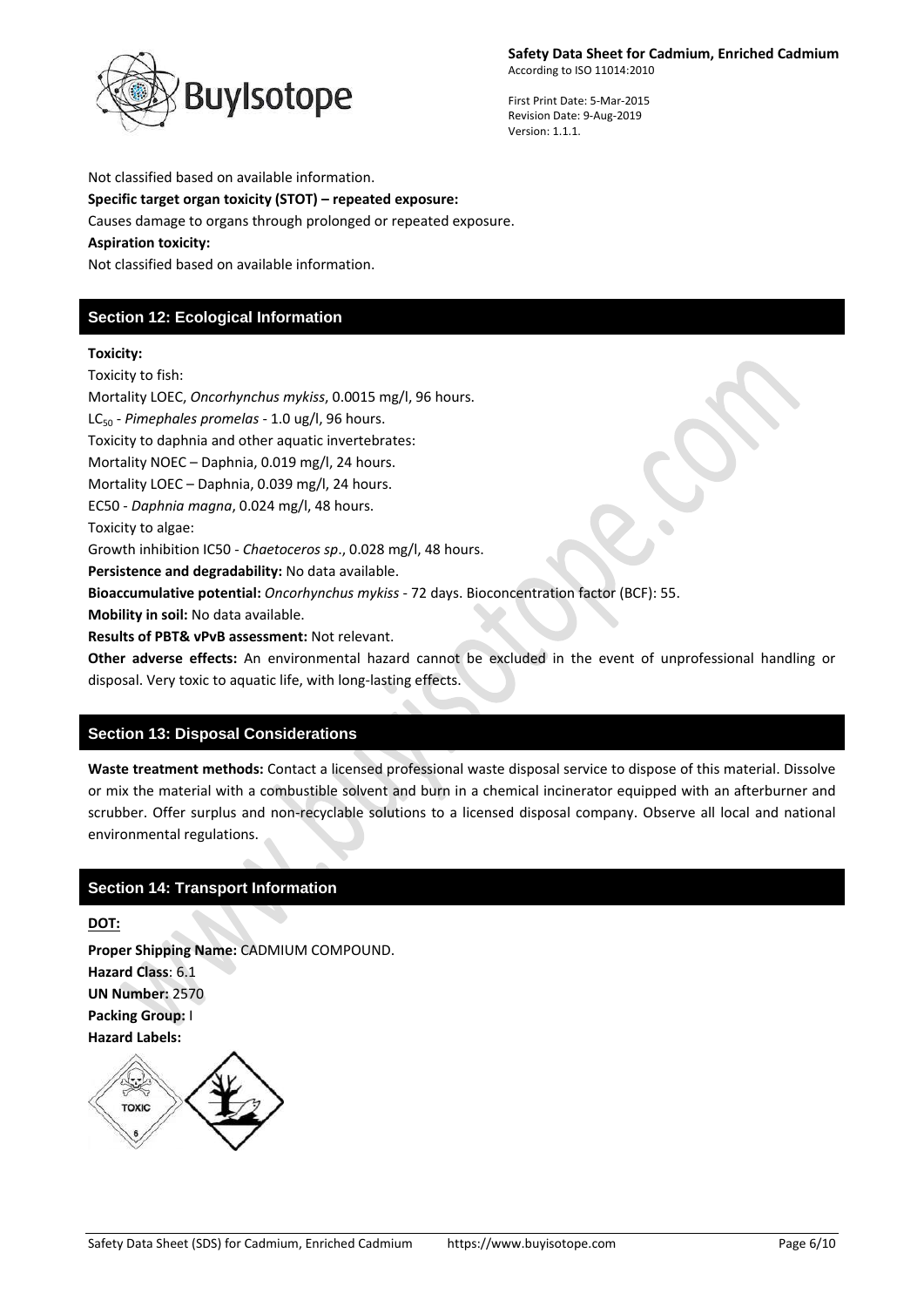Not classified based on available information.

**Specific target organ toxicity (STOT) – repeated exposure:**

Causes damage to organs through prolonged or repeated exposure.

**Aspiration toxicity:**

Not classified based on available information.

## Section 12: Ecological Information

**Toxicity:**

Toxicity to fish:

Mortality LOEC, *Oncorhynchus mykiss*, 0.0015 mg/l, 96 hours.

$LC_{50}$ - *Pimephales promelas* - 1.0 ug/l, 96 hours.

Toxicity to daphnia and other aquatic invertebrates:

Mortality NOEC – Daphnia, 0.019 mg/l, 24 hours.

Mortality LOEC – Daphnia, 0.039 mg/l, 24 hours.

EC50 - *Daphnia magna*, 0.024 mg/l, 48 hours.

Toxicity to algae:

Growth inhibition IC50 - *Chaetoceros sp*., 0.028 mg/l, 48 hours.

**Persistence and degradability:** No data available.

**Bioaccumulative potential:** *Oncorhynchus mykiss* - 72 days. Bioconcentration factor (BCF): 55.

**Mobility in soil:** No data available.

**Results of PBT& vPvB assessment:** Not relevant.

**Other adverse effects:** An environmental hazard cannot be excluded in the event of unprofessional handling or disposal. Very toxic to aquatic life, with long-lasting effects.

## Section 13: Disposal Considerations

**Waste treatment methods:** Contact a licensed professional waste disposal service to dispose of this material. Dissolve or mix the material with a combustible solvent and burn in a chemical incinerator equipped with an afterburner and scrubber. Offer surplus and non-recyclable solutions to a licensed disposal company. Observe all local and national environmental regulations.

## Section 14: Transport Information

**DOT:**

**Proper Shipping Name:** CADMIUM COMPOUND.

**Hazard Class**: 6.1

**UN Number:** 2570

**Packing Group:** I

**Hazard Labels:**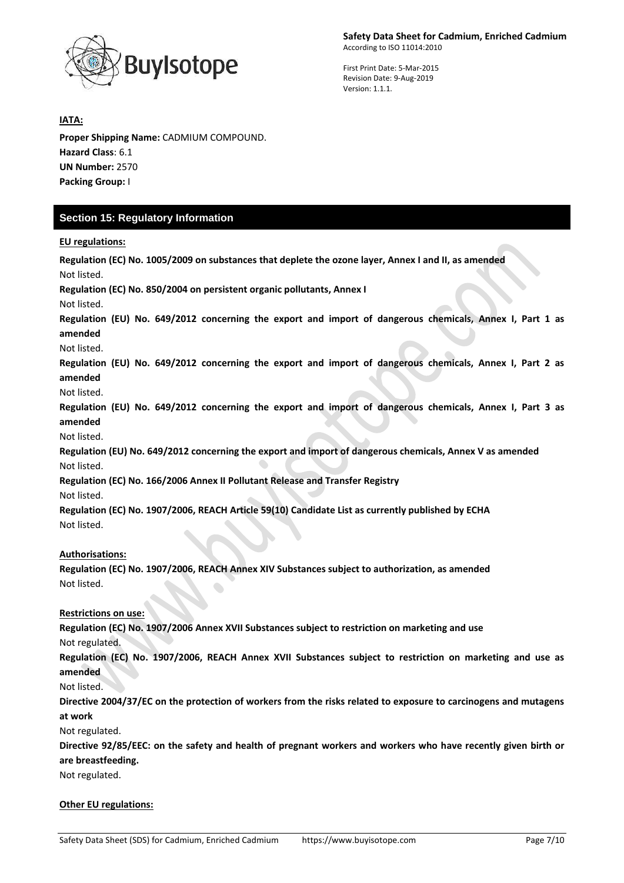**IATA:**

**Proper Shipping Name:** CADMIUM COMPOUND.

**Hazard Class**: 6.1

**UN Number:** 2570

**Packing Group:** I

## Section 15: Regulatory Information

**EU regulations:**

**Regulation (EC) No. 1005/2009 on substances that deplete the ozone layer, Annex I and II, as amended**

Not listed.

**Regulation (EC) No. 850/2004 on persistent organic pollutants, Annex I**

Not listed.

**Regulation (EU) No. 649/2012 concerning the export and import of dangerous chemicals, Annex I, Part 1 as amended**

Not listed.

**Regulation (EU) No. 649/2012 concerning the export and import of dangerous chemicals, Annex I, Part 2 as amended**

Not listed.

**Regulation (EU) No. 649/2012 concerning the export and import of dangerous chemicals, Annex I, Part 3 as amended**

Not listed.

**Regulation (EU) No. 649/2012 concerning the export and import of dangerous chemicals, Annex V as amended**

Not listed.

**Regulation (EC) No. 166/2006 Annex II Pollutant Release and Transfer Registry**

Not listed.

**Regulation (EC) No. 1907/2006, REACH Article 59(10) Candidate List as currently published by ECHA**

Not listed.

**Authorisations:**

**Regulation (EC) No. 1907/2006, REACH Annex XIV Substances subject to authorization, as amended**

Not listed.

**Restrictions on use:**

**Regulation (EC) No. 1907/2006 Annex XVII Substances subject to restriction on marketing and use**

Not regulated.

**Regulation (EC) No. 1907/2006, REACH Annex XVII Substances subject to restriction on marketing and use as amended**

Not listed.

**Directive 2004/37/EC on the protection of workers from the risks related to exposure to carcinogens and mutagens at work**

Not regulated.

**Directive 92/85/EEC: on the safety and health of pregnant workers and workers who have recently given birth or are breastfeeding.**

Not regulated.

**Other EU regulations:**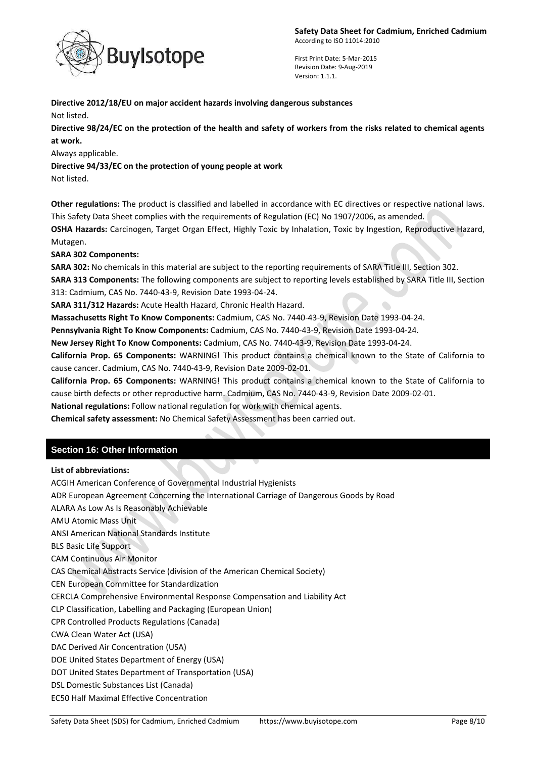**Directive 2012/18/EU on major accident hazards involving dangerous substances**

Not listed.

**Directive 98/24/EC on the protection of the health and safety of workers from the risks related to chemical agents at work.**

Always applicable.

**Directive 94/33/EC on the protection of young people at work**

Not listed.

**Other regulations:** The product is classified and labelled in accordance with EC directives or respective national laws. This Safety Data Sheet complies with the requirements of Regulation (EC) No 1907/2006, as amended.

**OSHA Hazards:** Carcinogen, Target Organ Effect, Highly Toxic by Inhalation, Toxic by Ingestion, Reproductive Hazard, Mutagen.

**SARA 302 Components:**

**SARA 302:** No chemicals in this material are subject to the reporting requirements of SARA Title III, Section 302.

**SARA 313 Components:** The following components are subject to reporting levels established by SARA Title III, Section 313: Cadmium, CAS No. 7440-43-9, Revision Date 1993-04-24.

**SARA 311/312 Hazards:** Acute Health Hazard, Chronic Health Hazard.

**Massachusetts Right To Know Components:** Cadmium, CAS No. 7440-43-9, Revision Date 1993-04-24.

**Pennsylvania Right To Know Components:** Cadmium, CAS No. 7440-43-9, Revision Date 1993-04-24.

**New Jersey Right To Know Components:** Cadmium, CAS No. 7440-43-9, Revision Date 1993-04-24.

**California Prop. 65 Components:** WARNING! This product contains a chemical known to the State of California to cause cancer. Cadmium, CAS No. 7440-43-9, Revision Date 2009-02-01.

**California Prop. 65 Components:** WARNING! This product contains a chemical known to the State of California to cause birth defects or other reproductive harm. Cadmium, CAS No. 7440-43-9, Revision Date 2009-02-01.

**National regulations:** Follow national regulation for work with chemical agents.

**Chemical safety assessment:** No Chemical Safety Assessment has been carried out.

## Section 16: Other Information

**List of abbreviations:**

ACGIH American Conference of Governmental Industrial Hygienists
ADR European Agreement Concerning the International Carriage of Dangerous Goods by Road
ALARA As Low As Is Reasonably Achievable
AMU Atomic Mass Unit
ANSI American National Standards Institute
BLS Basic Life Support
CAM Continuous Air Monitor
CAS Chemical Abstracts Service (division of the American Chemical Society)
CEN European Committee for Standardization
CERCLA Comprehensive Environmental Response Compensation and Liability Act
CLP Classification, Labelling and Packaging (European Union)
CPR Controlled Products Regulations (Canada)
CWA Clean Water Act (USA)
DAC Derived Air Concentration (USA)
DOE United States Department of Energy (USA)
DOT United States Department of Transportation (USA)
DSL Domestic Substances List (Canada)
EC50 Half Maximal Effective Concentration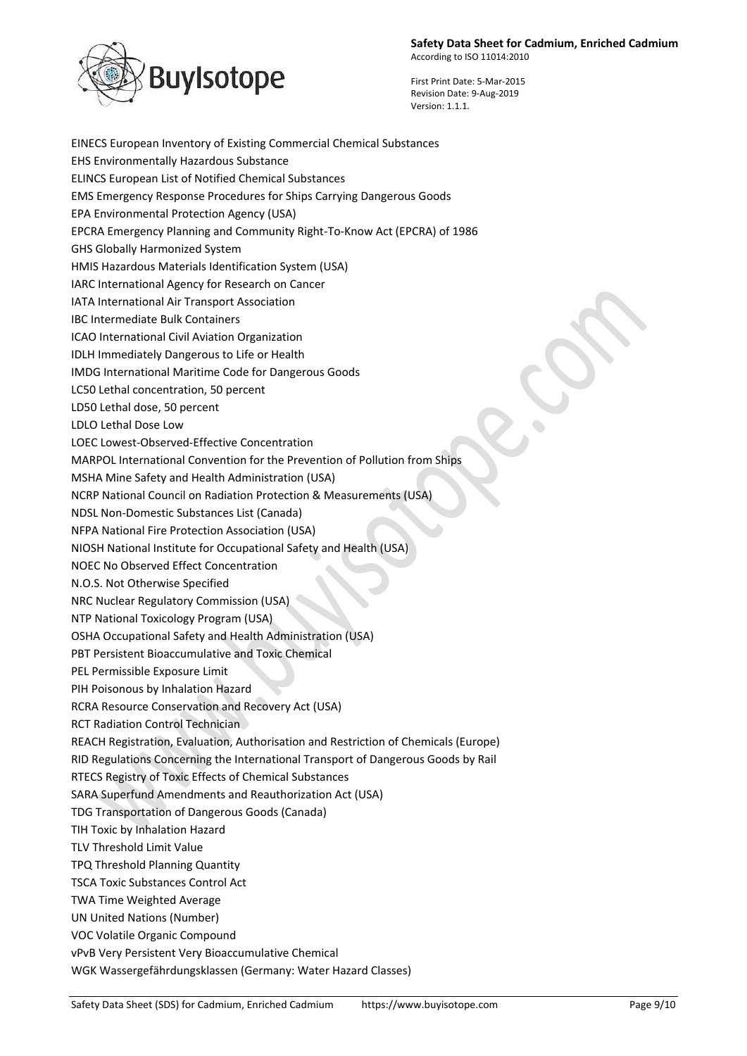EINECS European Inventory of Existing Commercial Chemical Substances

EHS Environmentally Hazardous Substance

ELINCS European List of Notified Chemical Substances

EMS Emergency Response Procedures for Ships Carrying Dangerous Goods

EPA Environmental Protection Agency (USA)

EPCRA Emergency Planning and Community Right-To-Know Act (EPCRA) of 1986

GHS Globally Harmonized System

HMIS Hazardous Materials Identification System (USA)

IARC International Agency for Research on Cancer

IATA International Air Transport Association

IBC Intermediate Bulk Containers

ICAO International Civil Aviation Organization

IDLH Immediately Dangerous to Life or Health

IMDG International Maritime Code for Dangerous Goods

LC50 Lethal concentration, 50 percent

LD50 Lethal dose, 50 percent

LDLO Lethal Dose Low

LOEC Lowest-Observed-Effective Concentration

MARPOL International Convention for the Prevention of Pollution from Ships

MSHA Mine Safety and Health Administration (USA)

NCRP National Council on Radiation Protection & Measurements (USA)

NDSL Non-Domestic Substances List (Canada)

NFPA National Fire Protection Association (USA)

NIOSH National Institute for Occupational Safety and Health (USA)

NOEC No Observed Effect Concentration

N.O.S. Not Otherwise Specified

NRC Nuclear Regulatory Commission (USA)

NTP National Toxicology Program (USA)

OSHA Occupational Safety and Health Administration (USA)

PBT Persistent Bioaccumulative and Toxic Chemical

PEL Permissible Exposure Limit

PIH Poisonous by Inhalation Hazard

RCRA Resource Conservation and Recovery Act (USA)

RCT Radiation Control Technician

REACH Registration, Evaluation, Authorisation and Restriction of Chemicals (Europe)

RID Regulations Concerning the International Transport of Dangerous Goods by Rail

RTECS Registry of Toxic Effects of Chemical Substances

SARA Superfund Amendments and Reauthorization Act (USA)

TDG Transportation of Dangerous Goods (Canada)

TIH Toxic by Inhalation Hazard

TLV Threshold Limit Value

TPQ Threshold Planning Quantity

TSCA Toxic Substances Control Act

TWA Time Weighted Average

UN United Nations (Number)

VOC Volatile Organic Compound

vPvB Very Persistent Very Bioaccumulative Chemical

WGK Wassergefährdungsklassen (Germany: Water Hazard Classes)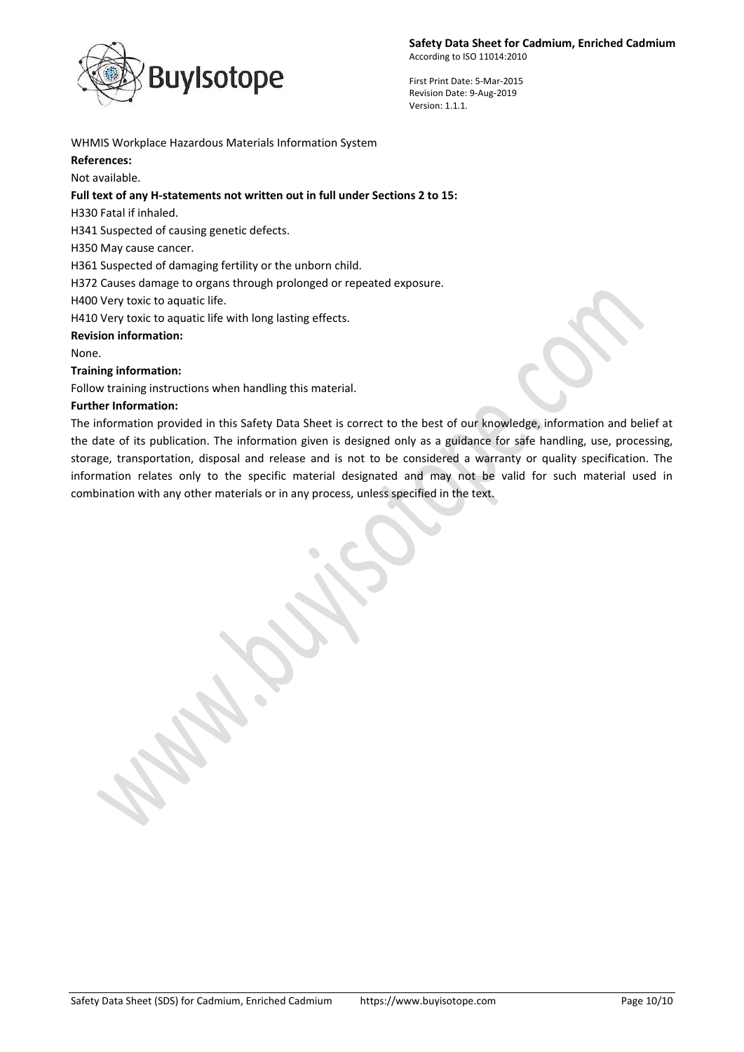WHMIS Workplace Hazardous Materials Information System

**References:**

Not available.

**Full text of any H-statements not written out in full under Sections 2 to 15:**

H330 Fatal if inhaled.

H341 Suspected of causing genetic defects.

H350 May cause cancer.

H361 Suspected of damaging fertility or the unborn child.

H372 Causes damage to organs through prolonged or repeated exposure.

H400 Very toxic to aquatic life.

H410 Very toxic to aquatic life with long lasting effects.

**Revision information:**

None.

**Training information:**

Follow training instructions when handling this material.

**Further Information:**

The information provided in this Safety Data Sheet is correct to the best of our knowledge, information and belief at the date of its publication. The information given is designed only as a guidance for safe handling, use, processing, storage, transportation, disposal and release and is not to be considered a warranty or quality specification. The information relates only to the specific material designated and may not be valid for such material used in combination with any other materials or in any process, unless specified in the text.